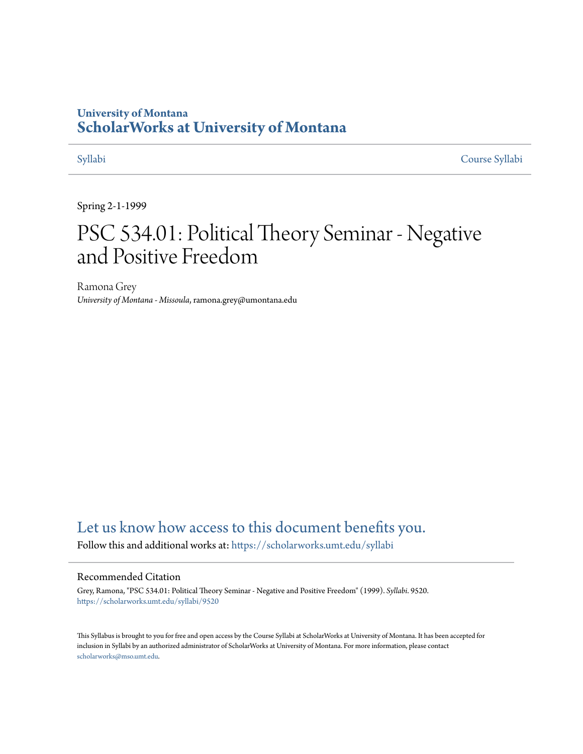University of Montana
# ScholarWorks at University of Montana

Syllabi Course Syllabi

Spring 2-1-1999

# PSC 534.01: Political Theory Seminar - Negative and Positive Freedom

Ramona Grey
*University of Montana - Missoula*, ramona.grey@umontana.edu

## Let us know how access to this document benefits you.

Follow this and additional works at: https://scholarworks.umt.edu/syllabi

### Recommended Citation

Grey, Ramona, "PSC 534.01: Political Theory Seminar - Negative and Positive Freedom" (1999). *Syllabi*. 9520.
https://scholarworks.umt.edu/syllabi/9520

This Syllabus is brought to you for free and open access by the Course Syllabi at ScholarWorks at University of Montana. It has been accepted for inclusion in Syllabi by an authorized administrator of ScholarWorks at University of Montana. For more information, please contact scholarworks@mso.umt.edu.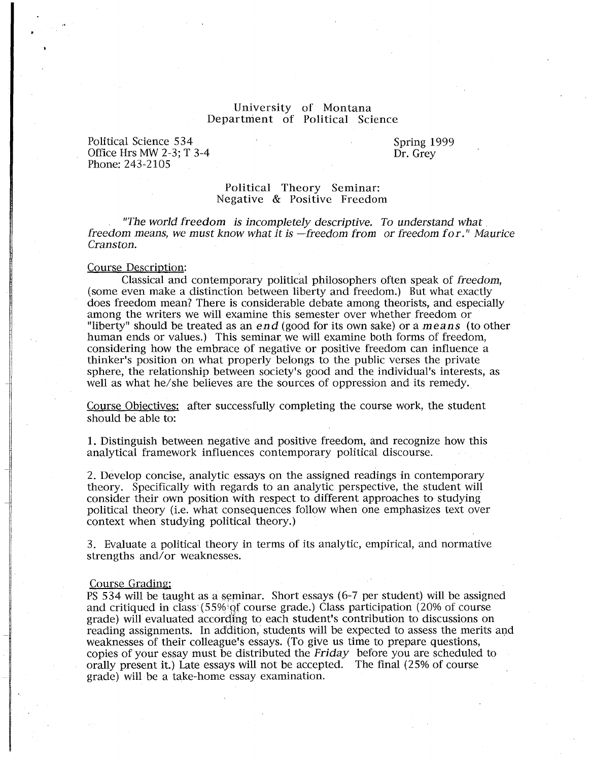University of Montana
Department of Political Science

Political Science 534
Office Hrs MW 2-3; T 3-4
Phone: 243-2105

Spring 1999
Dr. Grey

# Political Theory Seminar: Negative & Positive Freedom

*"The world freedom is incompletely descriptive. To understand what freedom means, we must know what it is —**freedom from** or **freedom for**." Maurice Cranston.*

## Course Description:

Classical and contemporary political philosophers often speak of *freedom*, (some even make a distinction between liberty and freedom.) But what exactly does freedom mean? There is considerable debate among theorists, and especially among the writers we will examine this semester over whether freedom or "liberty" should be treated as an ***end*** (good for its own sake) or a ***means*** (to other human ends or values.) This seminar we will examine both forms of freedom, considering how the embrace of negative or positive freedom can influence a thinker's position on what properly belongs to the public verses the private sphere, the relationship between society's good and the individual's interests, as well as what he/she believes are the sources of oppression and its remedy.

## Course Objectives:

after successfully completing the course work, the student should be able to:

1. Distinguish between negative and positive freedom, and recognize how this analytical framework influences contemporary political discourse.

2. Develop concise, analytic essays on the assigned readings in contemporary theory. Specifically with regards to an analytic perspective, the student will consider their own position with respect to different approaches to studying political theory (i.e. what consequences follow when one emphasizes text over context when studying political theory.)

3. Evaluate a political theory in terms of its analytic, empirical, and normative strengths and/or weaknesses.

## Course Grading:

PS 534 will be taught as a seminar. Short essays (6-7 per student) will be assigned and critiqued in class (55% of course grade.) Class participation (20% of course grade) will evaluated according to each student's contribution to discussions on reading assignments. In addition, students will be expected to assess the merits and weaknesses of their colleague's essays. (To give us time to prepare questions, copies of your essay must be distributed the *Friday* before you are scheduled to orally present it.) Late essays will not be accepted. The final (25% of course grade) will be a take-home essay examination.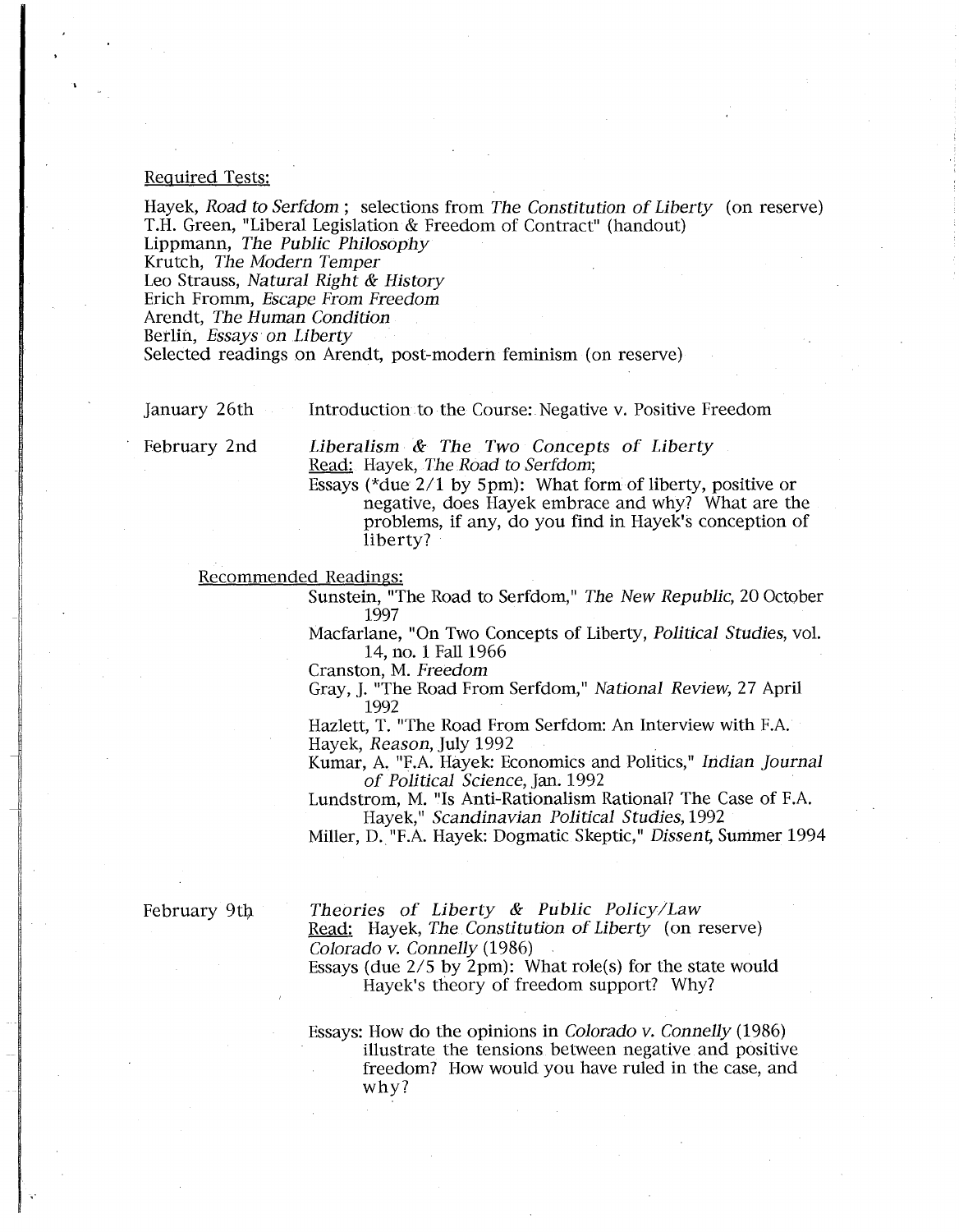Required Tests:

Hayek, *Road to Serfdom* ; selections from *The Constitution of Liberty* (on reserve)
T.H. Green, "Liberal Legislation & Freedom of Contract" (handout)
Lippmann, *The Public Philosophy*
Krutch, *The Modern Temper*
Leo Strauss, *Natural Right & History*
Erich Fromm, *Escape From Freedom*
Arendt, *The Human Condition*
Berlin, *Essays on Liberty*
Selected readings on Arendt, post-modern feminism (on reserve)

January 26th — Introduction to the Course: Negative v. Positive Freedom

February 2nd — *Liberalism & The Two Concepts of Liberty*

Read: Hayek, *The Road to Serfdom*;

Essays (*due 2/1 by 5pm): What form of liberty, positive or negative, does Hayek embrace and why? What are the problems, if any, do you find in Hayek's conception of liberty?

Recommended Readings:

- Sunstein, "The Road to Serfdom," *The New Republic*, 20 October 1997
- Macfarlane, "On Two Concepts of Liberty, *Political Studies*, vol. 14, no. 1 Fall 1966
- Cranston, M. *Freedom*
- Gray, J. "The Road From Serfdom," *National Review*, 27 April 1992
- Hazlett, T. "The Road From Serfdom: An Interview with F.A. Hayek, *Reason*, July 1992
- Kumar, A. "F.A. Hayek: Economics and Politics," *Indian Journal of Political Science*, Jan. 1992
- Lundstrom, M. "Is Anti-Rationalism Rational? The Case of F.A. Hayek," *Scandinavian Political Studies*, 1992
- Miller, D. "F.A. Hayek: Dogmatic Skeptic," *Dissent*, Summer 1994

February 9th — *Theories of Liberty & Public Policy/Law*

Read: Hayek, *The Constitution of Liberty* (on reserve)
*Colorado v. Connelly* (1986)

Essays (due 2/5 by 2pm): What role(s) for the state would Hayek's theory of freedom support? Why?

Essays: How do the opinions in *Colorado v. Connelly* (1986) illustrate the tensions between negative and positive freedom? How would you have ruled in the case, and why?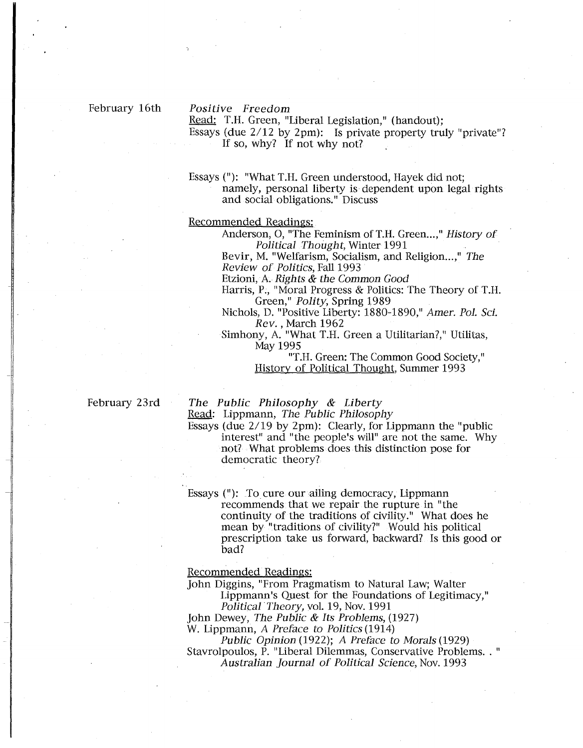February 16th

*Positive Freedom*

Read: T.H. Green, "Liberal Legislation," (handout);

Essays (due 2/12 by 2pm): Is private property truly "private"? If so, why? If not why not?

Essays ("): "What T.H. Green understood, Hayek did not; namely, personal liberty is dependent upon legal rights and social obligations." Discuss

Recommended Readings:

- Anderson, O, "The Feminism of T.H. Green...," *History of Political Thought*, Winter 1991
- Bevir, M. "Welfarism, Socialism, and Religion...," *The Review of Politics*, Fall 1993
- Etzioni, A. *Rights & the Common Good*
- Harris, P., "Moral Progress & Politics: The Theory of T.H. Green," *Polity*, Spring 1989
- Nichols, D. "Positive Liberty: 1880-1890," *Amer. Pol. Sci. Rev.*, March 1962
- Simhony, A. "What T.H. Green a Utilitarian?," Utilitas, May 1995
  - "T.H. Green: The Common Good Society," History of Political Thought, Summer 1993

February 23rd

*The Public Philosophy & Liberty*

Read: Lippmann, *The Public Philosophy*

Essays (due 2/19 by 2pm): Clearly, for Lippmann the "public interest" and "the people's will" are not the same. Why not? What problems does this distinction pose for democratic theory?

Essays ("): To cure our ailing democracy, Lippmann recommends that we repair the rupture in "the continuity of the traditions of civility." What does he mean by "traditions of civility?" Would his political prescription take us forward, backward? Is this good or bad?

Recommended Readings:

- John Diggins, "From Pragmatism to Natural Law; Walter Lippmann's Quest for the Foundations of Legitimacy," *Political Theory*, vol. 19, Nov. 1991
- John Dewey, *The Public & Its Problems*, (1927)
- W. Lippmann, *A Preface to Politics* (1914)
  - *Public Opinion* (1922); *A Preface to Morals* (1929)
- Stavrolpoulos, P. "Liberal Dilemmas, Conservative Problems. . " *Australian Journal of Political Science*, Nov. 1993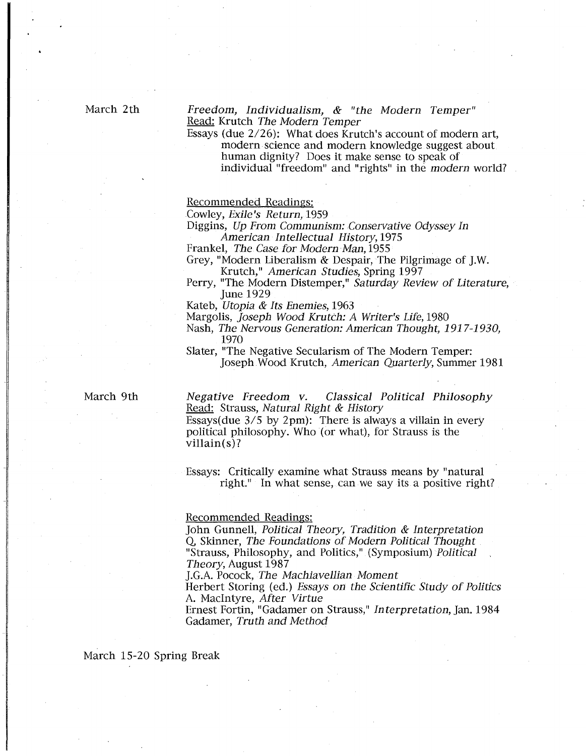March 2th

*Freedom, Individualism, & "the Modern Temper"*

Read: Krutch *The Modern Temper*

Essays (due 2/26): What does Krutch's account of modern art, modern science and modern knowledge suggest about human dignity? Does it make sense to speak of individual "freedom" and "rights" in the *modern* world?

Recommended Readings:

Cowley, *Exile's Return*, 1959

Diggins, *Up From Communism: Conservative Odyssey In American Intellectual History*, 1975

Frankel, *The Case for Modern Man*, 1955

Grey, "Modern Liberalism & Despair, The Pilgrimage of J.W. Krutch," *American Studies*, Spring 1997

Perry, "The Modern Distemper," *Saturday Review of Literature*, June 1929

Kateb, *Utopia & Its Enemies*, 1963

Margolis, *Joseph Wood Krutch: A Writer's Life*, 1980

Nash, *The Nervous Generation: American Thought, 1917-1930*, 1970

Slater, "The Negative Secularism of The Modern Temper: Joseph Wood Krutch, *American Quarterly*, Summer 1981

March 9th

*Negative Freedom v. Classical Political Philosophy*

Read: Strauss, *Natural Right & History*

Essays(due 3/5 by 2pm): There is always a villain in every political philosophy. Who (or what), for Strauss is the villain(s)?

Essays: Critically examine what Strauss means by "natural right." In what sense, can we say its a positive right?

Recommended Readings:

John Gunnell, *Political Theory, Tradition & Interpretation*

Q. Skinner, *The Foundations of Modern Political Thought*

"Strauss, Philosophy, and Politics," (Symposium) *Political Theory*, August 1987

J.G.A. Pocock, *The Machiavellian Moment*

Herbert Storing (ed.) *Essays on the Scientific Study of Politics*

A. MacIntyre, *After Virtue*

Ernest Fortin, "Gadamer on Strauss," *Interpretation*, Jan. 1984

Gadamer, *Truth and Method*

March 15-20 Spring Break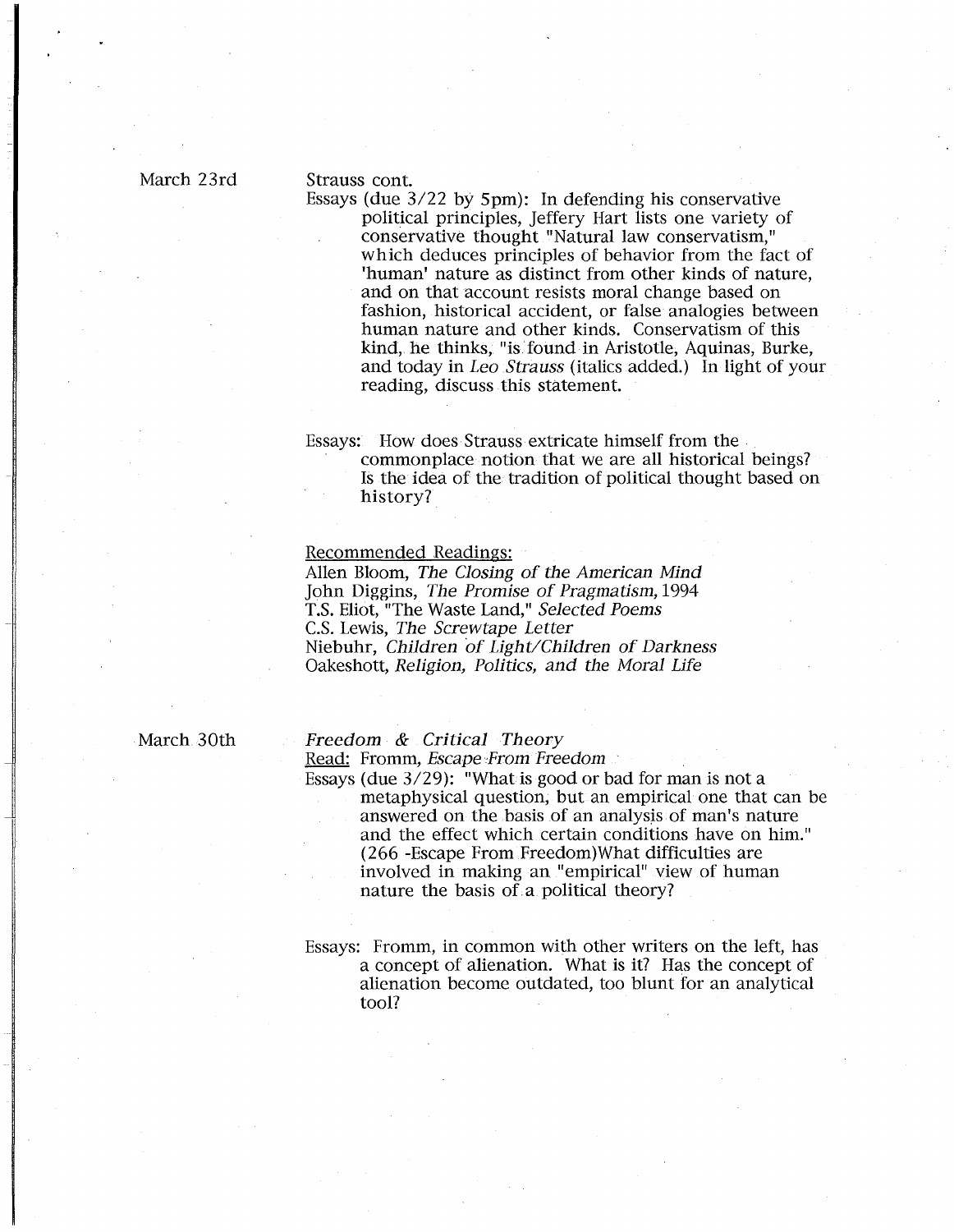March 23rd

Strauss cont.

Essays (due 3/22 by 5pm): In defending his conservative political principles, Jeffery Hart lists one variety of conservative thought "Natural law conservatism," which deduces principles of behavior from the fact of 'human' nature as distinct from other kinds of nature, and on that account resists moral change based on fashion, historical accident, or false analogies between human nature and other kinds. Conservatism of this kind, he thinks, "is found in Aristotle, Aquinas, Burke, and today in *Leo Strauss* (italics added.) In light of your reading, discuss this statement.

Essays: How does Strauss extricate himself from the commonplace notion that we are all historical beings? Is the idea of the tradition of political thought based on history?

<u>Recommended Readings:</u>

Allen Bloom, *The Closing of the American Mind*
John Diggins, *The Promise of Pragmatism,* 1994
T.S. Eliot, "The Waste Land," *Selected Poems*
C.S. Lewis, *The Screwtape Letter*
Niebuhr, *Children of Light/Children of Darkness*
Oakeshott, *Religion, Politics, and the Moral Life*

March 30th

*Freedom & Critical Theory*

<u>Read:</u> Fromm, *Escape From Freedom*

Essays (due 3/29): "What is good or bad for man is not a metaphysical question, but an empirical one that can be answered on the basis of an analysis of man's nature and the effect which certain conditions have on him." (266 -Escape From Freedom)What difficulties are involved in making an "empirical" view of human nature the basis of a political theory?

Essays: Fromm, in common with other writers on the left, has a concept of alienation. What is it? Has the concept of alienation become outdated, too blunt for an analytical tool?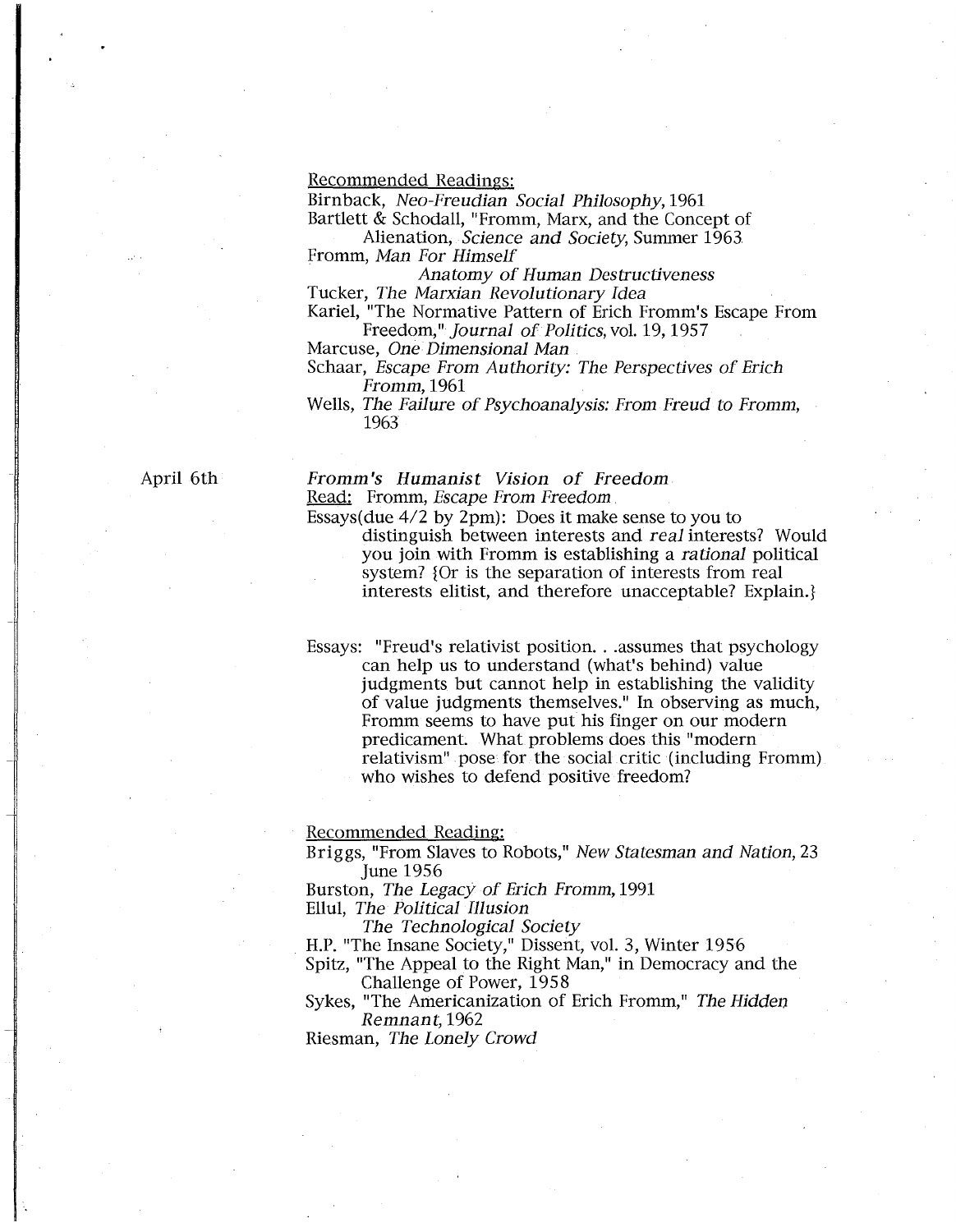Recommended Readings:

Birnback, *Neo-Freudian Social Philosophy,* 1961

Bartlett & Schodall, "Fromm, Marx, and the Concept of Alienation, *Science and Society,* Summer 1963

Fromm, *Man For Himself*

*Anatomy of Human Destructiveness*

Tucker, *The Marxian Revolutionary Idea*

Kariel, "The Normative Pattern of Erich Fromm's Escape From Freedom," *Journal of Politics,* vol. 19, 1957

Marcuse, *One Dimensional Man*

Schaar, *Escape From Authority: The Perspectives of Erich Fromm,* 1961

Wells, *The Failure of Psychoanalysis: From Freud to Fromm,* 1963

April 6th

***Fromm's Humanist Vision of Freedom***

Read: Fromm, *Escape From Freedom*

Essays(due 4/2 by 2pm): Does it make sense to you to distinguish between interests and *real* interests? Would you join with Fromm is establishing a *rational* political system? {Or is the separation of interests from real interests elitist, and therefore unacceptable? Explain.}

Essays: "Freud's relativist position. . .assumes that psychology can help us to understand (what's behind) value judgments but cannot help in establishing the validity of value judgments themselves." In observing as much, Fromm seems to have put his finger on our modern predicament. What problems does this "modern relativism" pose for the social critic (including Fromm) who wishes to defend positive freedom?

Recommended Reading:

Briggs, "From Slaves to Robots," *New Statesman and Nation,* 23 June 1956

Burston, *The Legacy of Erich Fromm,* 1991

Ellul, *The Political Illusion*

*The Technological Society*

H.P. "The Insane Society," Dissent, vol. 3, Winter 1956

Spitz, "The Appeal to the Right Man," in Democracy and the Challenge of Power, 1958

Sykes, "The Americanization of Erich Fromm," *The Hidden Remnant,* 1962

Riesman, *The Lonely Crowd*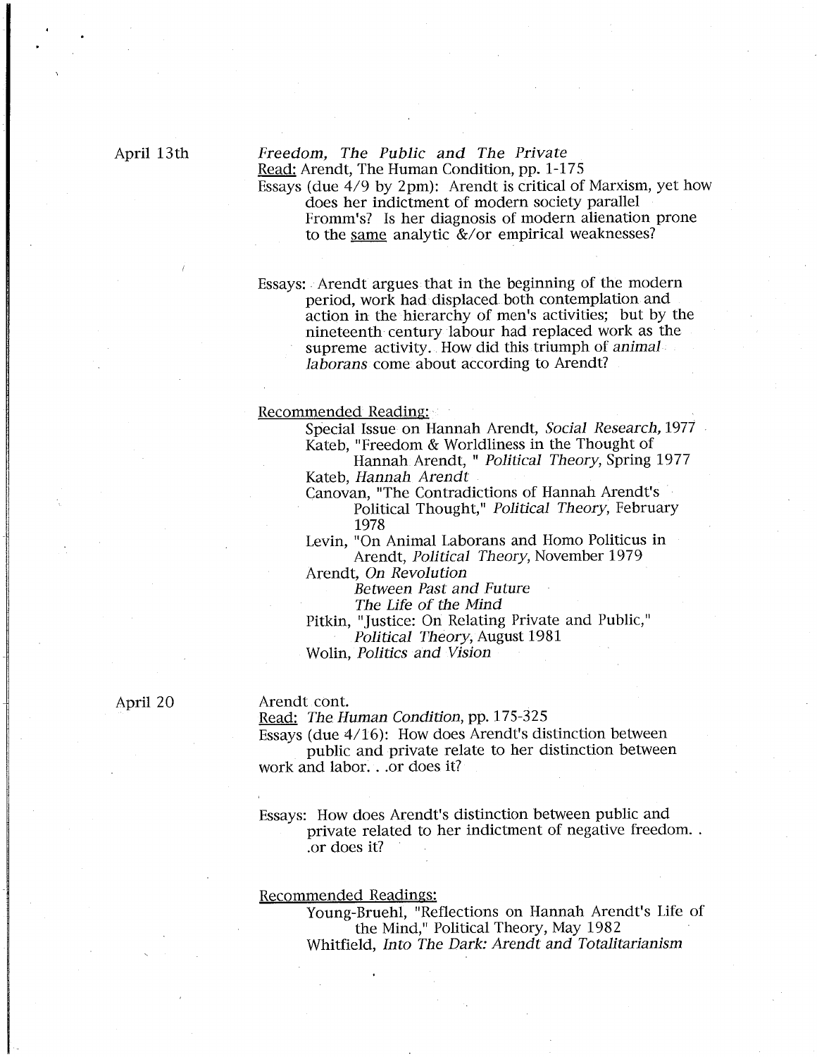April 13th

*Freedom, The Public and The Private*

Read: Arendt, The Human Condition, pp. 1-175

Essays (due 4/9 by 2pm): Arendt is critical of Marxism, yet how does her indictment of modern society parallel Fromm's? Is her diagnosis of modern alienation prone to the same analytic &/or empirical weaknesses?

Essays: Arendt argues that in the beginning of the modern period, work had displaced both contemplation and action in the hierarchy of men's activities; but by the nineteenth century labour had replaced work as the supreme activity. How did this triumph of *animal laborans* come about according to Arendt?

Recommended Reading:

- Special Issue on Hannah Arendt, *Social Research,* 1977
- Kateb, "Freedom & Worldliness in the Thought of Hannah Arendt, " *Political Theory,* Spring 1977
- Kateb, *Hannah Arendt*
- Canovan, "The Contradictions of Hannah Arendt's Political Thought," *Political Theory,* February 1978
- Levin, "On Animal Laborans and Homo Politicus in Arendt, *Political Theory,* November 1979
- Arendt, *On Revolution*
  - *Between Past and Future*
  - *The Life of the Mind*
- Pitkin, "Justice: On Relating Private and Public," *Political Theory,* August 1981
- Wolin, *Politics and Vision*

April 20

Arendt cont.

Read: *The Human Condition,* pp. 175-325

Essays (due 4/16): How does Arendt's distinction between public and private relate to her distinction between work and labor. . .or does it?

Essays: How does Arendt's distinction between public and private related to her indictment of negative freedom. . .or does it?

Recommended Readings:

- Young-Bruehl, "Reflections on Hannah Arendt's Life of the Mind," Political Theory, May 1982
- Whitfield, *Into The Dark: Arendt and Totalitarianism*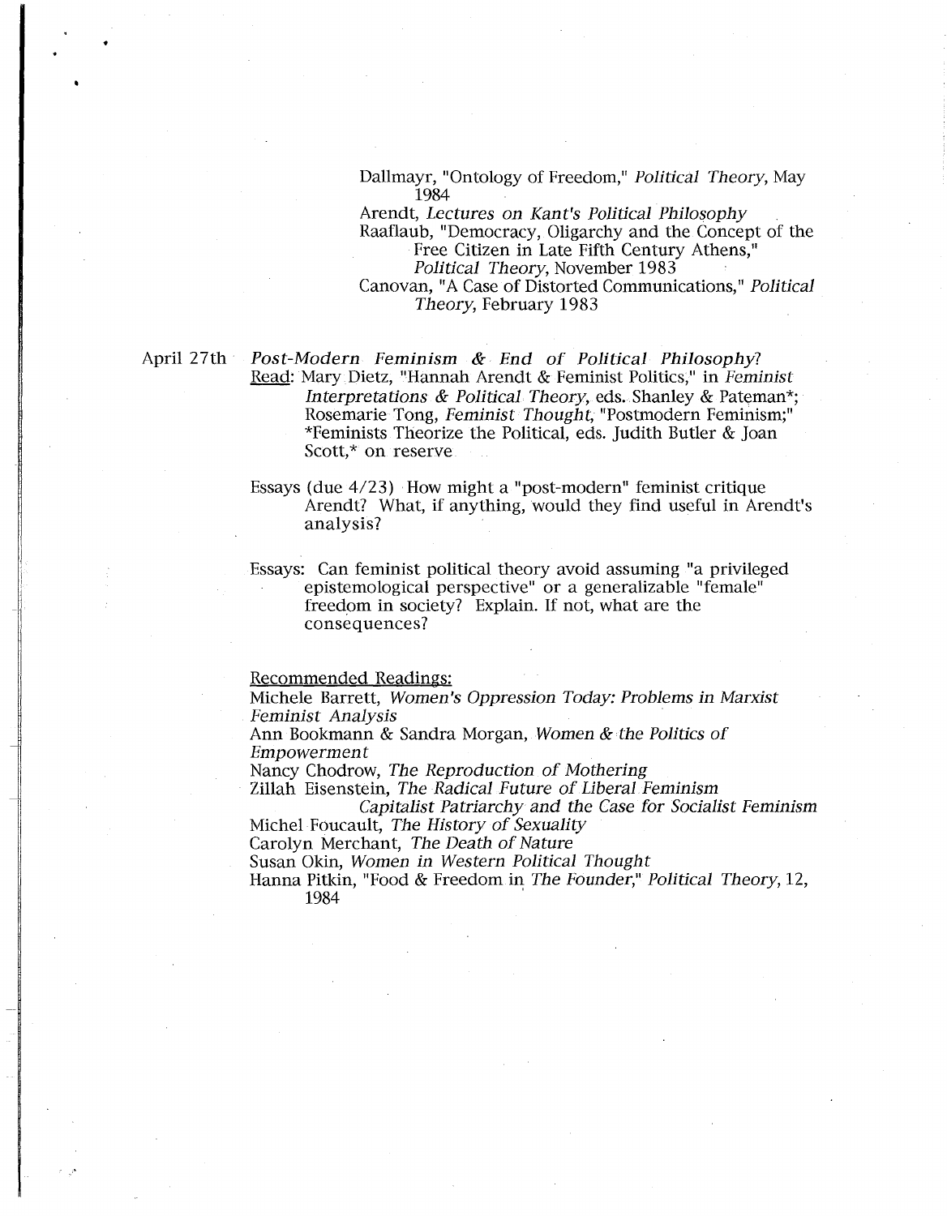Dallmayr, "Ontology of Freedom," *Political Theory*, May 1984

Arendt, *Lectures on Kant's Political Philosophy*

Raaflaub, "Democracy, Oligarchy and the Concept of the Free Citizen in Late Fifth Century Athens," *Political Theory*, November 1983

Canovan, "A Case of Distorted Communications," *Political Theory*, February 1983

April 27th *Post-Modern Feminism & End of Political Philosophy?*

Read: Mary Dietz, "Hannah Arendt & Feminist Politics," in *Feminist Interpretations & Political Theory*, eds. Shanley & Pateman*; Rosemarie Tong, *Feminist Thought*, "Postmodern Feminism;" *Feminists Theorize the Political, eds. Judith Butler & Joan Scott,* on reserve

Essays (due 4/23) How might a "post-modern" feminist critique Arendt? What, if anything, would they find useful in Arendt's analysis?

Essays: Can feminist political theory avoid assuming "a privileged epistemological perspective" or a generalizable "female" freedom in society? Explain. If not, what are the consequences?

Recommended Readings:

Michele Barrett, *Women's Oppression Today: Problems in Marxist Feminist Analysis*

Ann Bookmann & Sandra Morgan, *Women & the Politics of Empowerment*

Nancy Chodrow, *The Reproduction of Mothering*

Zillah Eisenstein, *The Radical Future of Liberal Feminism*

*Capitalist Patriarchy and the Case for Socialist Feminism*

Michel Foucault, *The History of Sexuality*

Carolyn Merchant, *The Death of Nature*

Susan Okin, *Women in Western Political Thought*

Hanna Pitkin, "Food & Freedom in *The Founder*," *Political Theory*, 12, 1984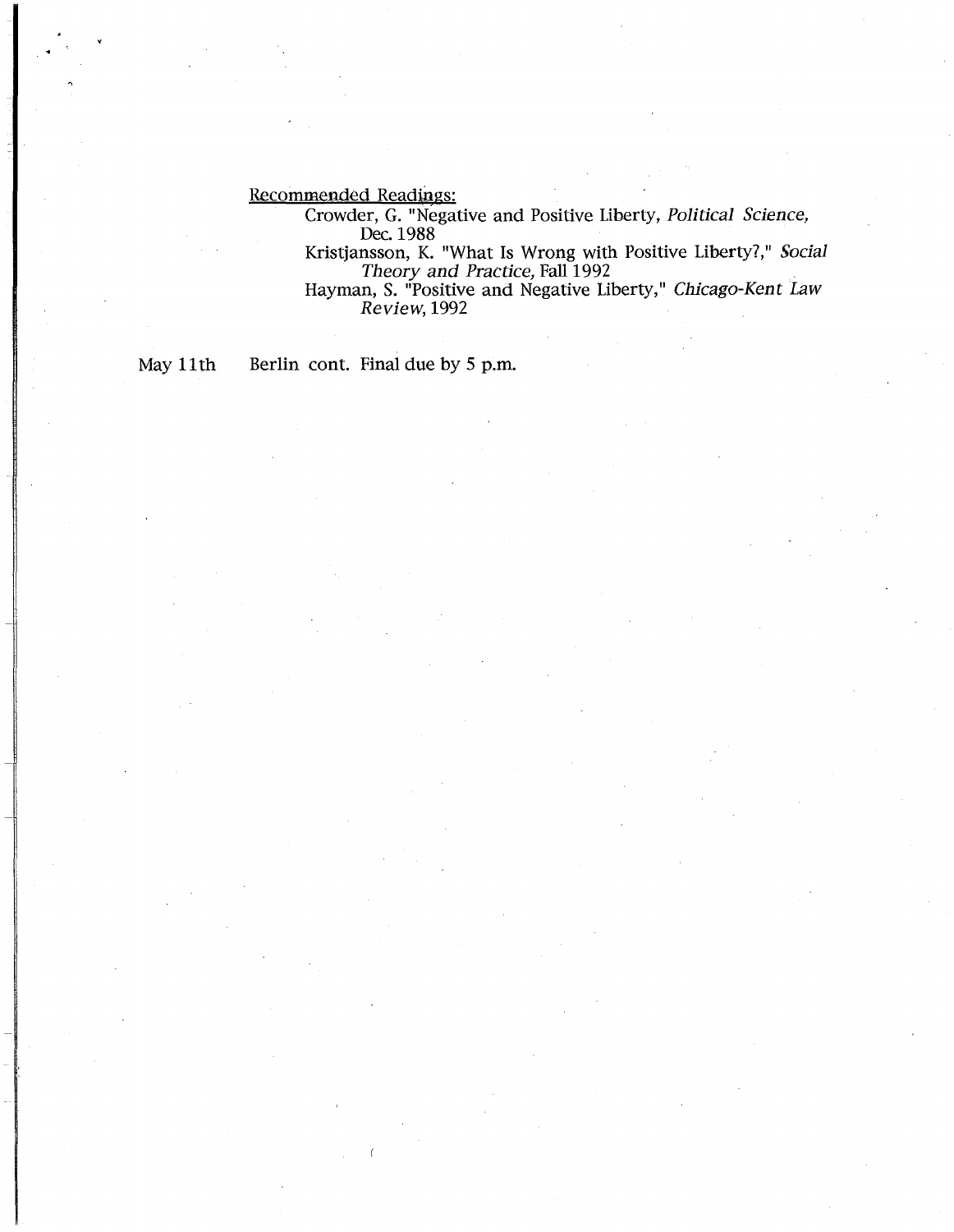Recommended Readings:

Crowder, G. "Negative and Positive Liberty, *Political Science,* Dec. 1988

Kristjansson, K. "What Is Wrong with Positive Liberty?," *Social Theory and Practice,* Fall 1992

Hayman, S. "Positive and Negative Liberty," *Chicago-Kent Law Review,* 1992

May 11th Berlin cont. Final due by 5 p.m.